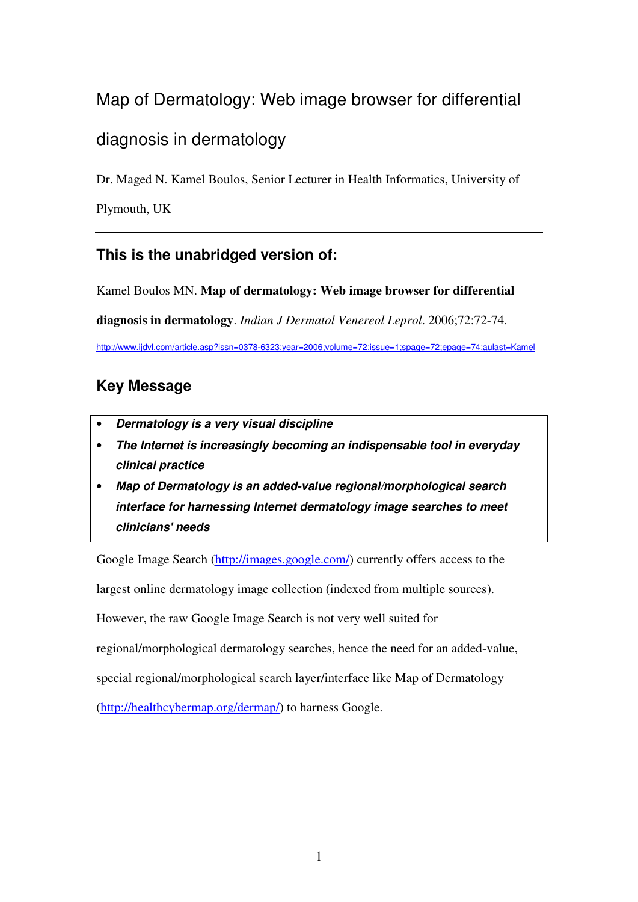# Map of Dermatology: Web image browser for differential diagnosis in dermatology

Dr. Maged N. Kamel Boulos, Senior Lecturer in Health Informatics, University of Plymouth, UK

---

## This is the unabridged version of:

Kamel Boulos MN. **Map of dermatology: Web image browser for differential diagnosis in dermatology**. *Indian J Dermatol Venereol Leprol*. 2006;72:72-74.

http://www.ijdvl.com/article.asp?issn=0378-6323;year=2006;volume=72;issue=1;spage=72;epage=74;aulast=Kamel

---

## Key Message

- ***Dermatology is a very visual discipline***
- ***The Internet is increasingly becoming an indispensable tool in everyday clinical practice***
- ***Map of Dermatology is an added-value regional/morphological search interface for harnessing Internet dermatology image searches to meet clinicians' needs***

Google Image Search (http://images.google.com/) currently offers access to the largest online dermatology image collection (indexed from multiple sources). However, the raw Google Image Search is not very well suited for regional/morphological dermatology searches, hence the need for an added-value, special regional/morphological search layer/interface like Map of Dermatology (http://healthcybermap.org/dermap/) to harness Google.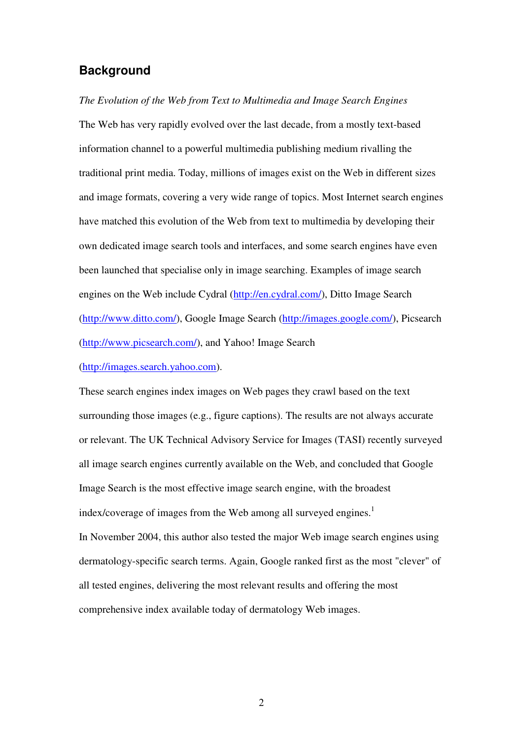## Background

*The Evolution of the Web from Text to Multimedia and Image Search Engines*

The Web has very rapidly evolved over the last decade, from a mostly text-based information channel to a powerful multimedia publishing medium rivalling the traditional print media. Today, millions of images exist on the Web in different sizes and image formats, covering a very wide range of topics. Most Internet search engines have matched this evolution of the Web from text to multimedia by developing their own dedicated image search tools and interfaces, and some search engines have even been launched that specialise only in image searching. Examples of image search engines on the Web include Cydral (http://en.cydral.com/), Ditto Image Search (http://www.ditto.com/), Google Image Search (http://images.google.com/), Picsearch (http://www.picsearch.com/), and Yahoo! Image Search (http://images.search.yahoo.com).

These search engines index images on Web pages they crawl based on the text surrounding those images (e.g., figure captions). The results are not always accurate or relevant. The UK Technical Advisory Service for Images (TASI) recently surveyed all image search engines currently available on the Web, and concluded that Google Image Search is the most effective image search engine, with the broadest index/coverage of images from the Web among all surveyed engines.[1]

In November 2004, this author also tested the major Web image search engines using dermatology-specific search terms. Again, Google ranked first as the most "clever" of all tested engines, delivering the most relevant results and offering the most comprehensive index available today of dermatology Web images.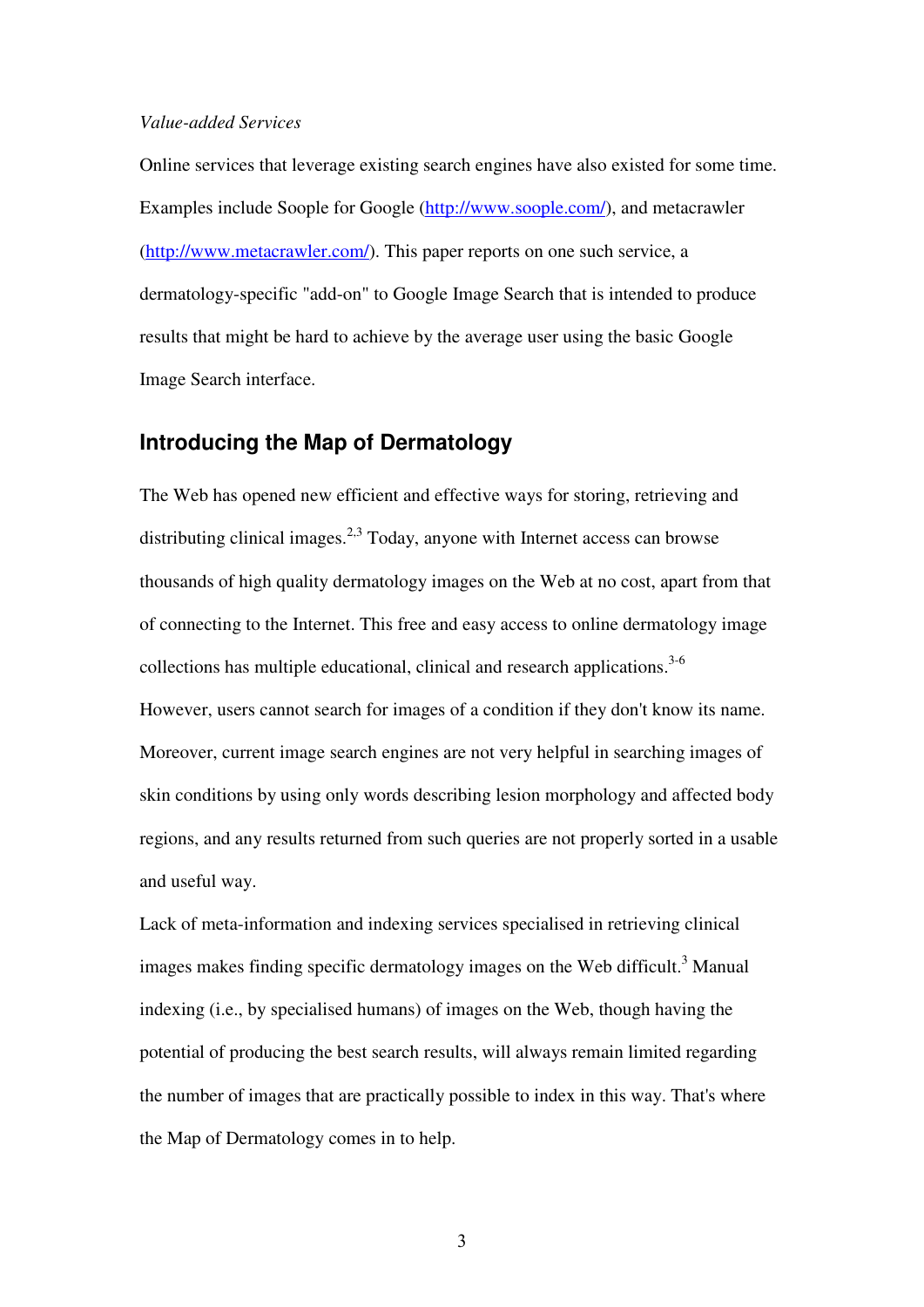*Value-added Services*

Online services that leverage existing search engines have also existed for some time. Examples include Soople for Google (http://www.soople.com/), and metacrawler (http://www.metacrawler.com/). This paper reports on one such service, a dermatology-specific "add-on" to Google Image Search that is intended to produce results that might be hard to achieve by the average user using the basic Google Image Search interface.

## Introducing the Map of Dermatology

The Web has opened new efficient and effective ways for storing, retrieving and distributing clinical images.[2,3] Today, anyone with Internet access can browse thousands of high quality dermatology images on the Web at no cost, apart from that of connecting to the Internet. This free and easy access to online dermatology image collections has multiple educational, clinical and research applications.[3-6]

However, users cannot search for images of a condition if they don't know its name. Moreover, current image search engines are not very helpful in searching images of skin conditions by using only words describing lesion morphology and affected body regions, and any results returned from such queries are not properly sorted in a usable and useful way.

Lack of meta-information and indexing services specialised in retrieving clinical images makes finding specific dermatology images on the Web difficult.[3] Manual indexing (i.e., by specialised humans) of images on the Web, though having the potential of producing the best search results, will always remain limited regarding the number of images that are practically possible to index in this way. That's where the Map of Dermatology comes in to help.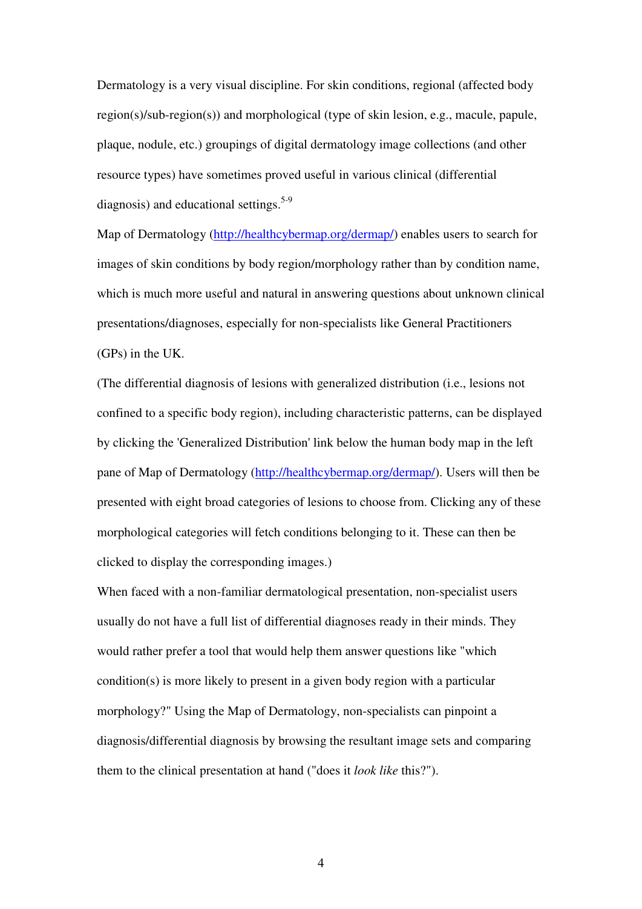Dermatology is a very visual discipline. For skin conditions, regional (affected body region(s)/sub-region(s)) and morphological (type of skin lesion, e.g., macule, papule, plaque, nodule, etc.) groupings of digital dermatology image collections (and other resource types) have sometimes proved useful in various clinical (differential diagnosis) and educational settings.[5-9]

Map of Dermatology (http://healthcybermap.org/dermap/) enables users to search for images of skin conditions by body region/morphology rather than by condition name, which is much more useful and natural in answering questions about unknown clinical presentations/diagnoses, especially for non-specialists like General Practitioners (GPs) in the UK.

(The differential diagnosis of lesions with generalized distribution (i.e., lesions not confined to a specific body region), including characteristic patterns, can be displayed by clicking the 'Generalized Distribution' link below the human body map in the left pane of Map of Dermatology (http://healthcybermap.org/dermap/). Users will then be presented with eight broad categories of lesions to choose from. Clicking any of these morphological categories will fetch conditions belonging to it. These can then be clicked to display the corresponding images.)

When faced with a non-familiar dermatological presentation, non-specialist users usually do not have a full list of differential diagnoses ready in their minds. They would rather prefer a tool that would help them answer questions like "which condition(s) is more likely to present in a given body region with a particular morphology?" Using the Map of Dermatology, non-specialists can pinpoint a diagnosis/differential diagnosis by browsing the resultant image sets and comparing them to the clinical presentation at hand ("does it *look like* this?").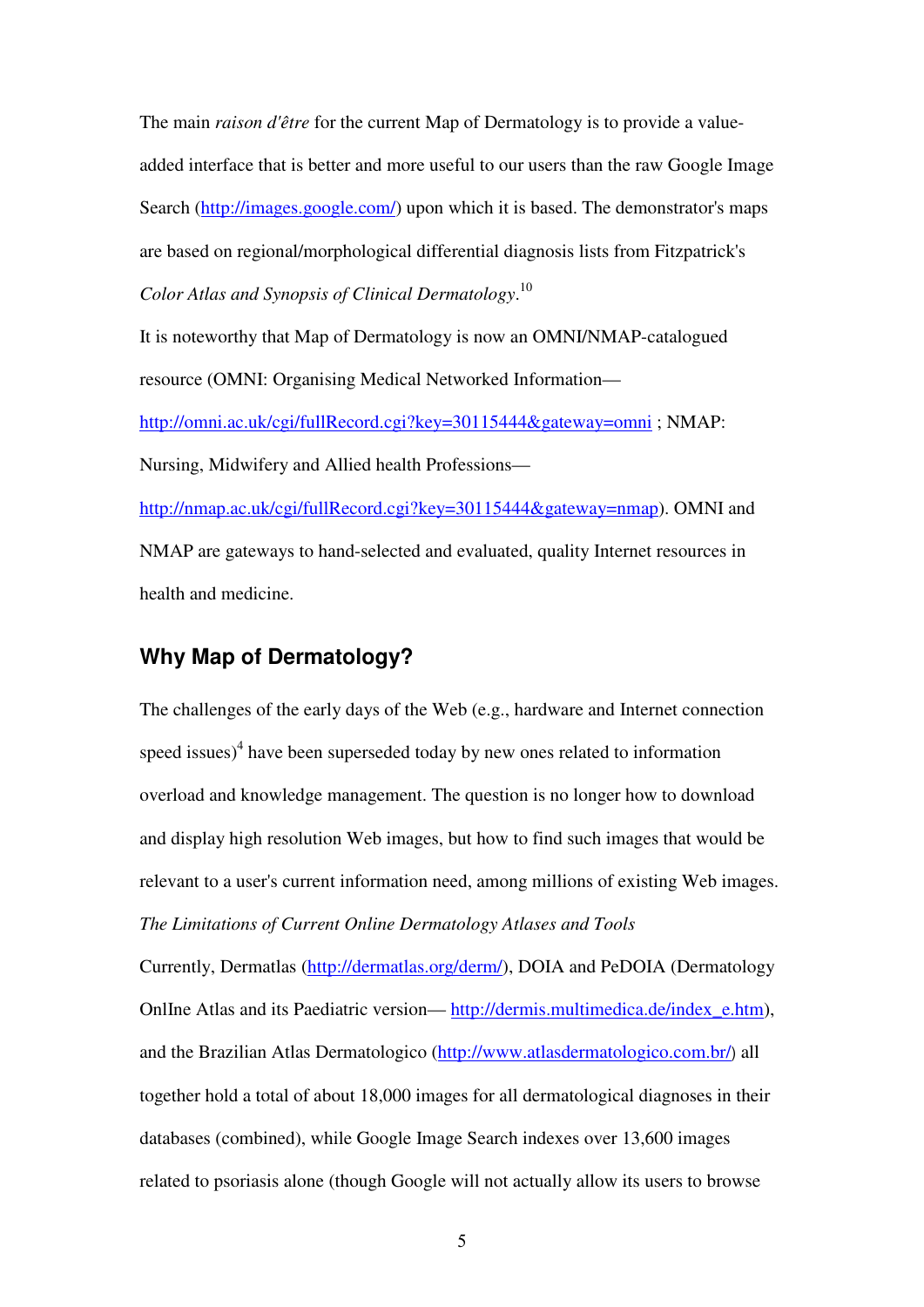The main *raison d'être* for the current Map of Dermatology is to provide a value-added interface that is better and more useful to our users than the raw Google Image Search (http://images.google.com/) upon which it is based. The demonstrator's maps are based on regional/morphological differential diagnosis lists from Fitzpatrick's *Color Atlas and Synopsis of Clinical Dermatology*.[10]

It is noteworthy that Map of Dermatology is now an OMNI/NMAP-catalogued resource (OMNI: Organising Medical Networked Information— http://omni.ac.uk/cgi/fullRecord.cgi?key=30115444&gateway=omni ; NMAP: Nursing, Midwifery and Allied health Professions— http://nmap.ac.uk/cgi/fullRecord.cgi?key=30115444&gateway=nmap). OMNI and NMAP are gateways to hand-selected and evaluated, quality Internet resources in health and medicine.

## Why Map of Dermatology?

The challenges of the early days of the Web (e.g., hardware and Internet connection speed issues)[4] have been superseded today by new ones related to information overload and knowledge management. The question is no longer how to download and display high resolution Web images, but how to find such images that would be relevant to a user's current information need, among millions of existing Web images.

*The Limitations of Current Online Dermatology Atlases and Tools*

Currently, Dermatlas (http://dermatlas.org/derm/), DOIA and PeDOIA (Dermatology OnlIne Atlas and its Paediatric version— http://dermis.multimedica.de/index_e.htm), and the Brazilian Atlas Dermatologico (http://www.atlasdermatologico.com.br/) all together hold a total of about 18,000 images for all dermatological diagnoses in their databases (combined), while Google Image Search indexes over 13,600 images related to psoriasis alone (though Google will not actually allow its users to browse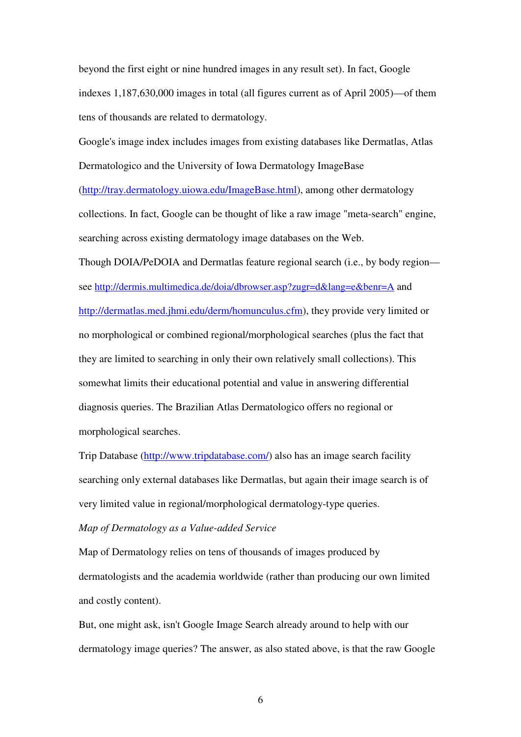beyond the first eight or nine hundred images in any result set). In fact, Google indexes 1,187,630,000 images in total (all figures current as of April 2005)—of them tens of thousands are related to dermatology.

Google's image index includes images from existing databases like Dermatlas, Atlas Dermatologico and the University of Iowa Dermatology ImageBase (http://tray.dermatology.uiowa.edu/ImageBase.html), among other dermatology collections. In fact, Google can be thought of like a raw image "meta-search" engine, searching across existing dermatology image databases on the Web.

Though DOIA/PeDOIA and Dermatlas feature regional search (i.e., by body region—see http://dermis.multimedica.de/doia/dbrowser.asp?zugr=d&lang=e&benr=A and http://dermatlas.med.jhmi.edu/derm/homunculus.cfm), they provide very limited or no morphological or combined regional/morphological searches (plus the fact that they are limited to searching in only their own relatively small collections). This somewhat limits their educational potential and value in answering differential diagnosis queries. The Brazilian Atlas Dermatologico offers no regional or morphological searches.

Trip Database (http://www.tripdatabase.com/) also has an image search facility searching only external databases like Dermatlas, but again their image search is of very limited value in regional/morphological dermatology-type queries.

*Map of Dermatology as a Value-added Service*

Map of Dermatology relies on tens of thousands of images produced by dermatologists and the academia worldwide (rather than producing our own limited and costly content).

But, one might ask, isn't Google Image Search already around to help with our dermatology image queries? The answer, as also stated above, is that the raw Google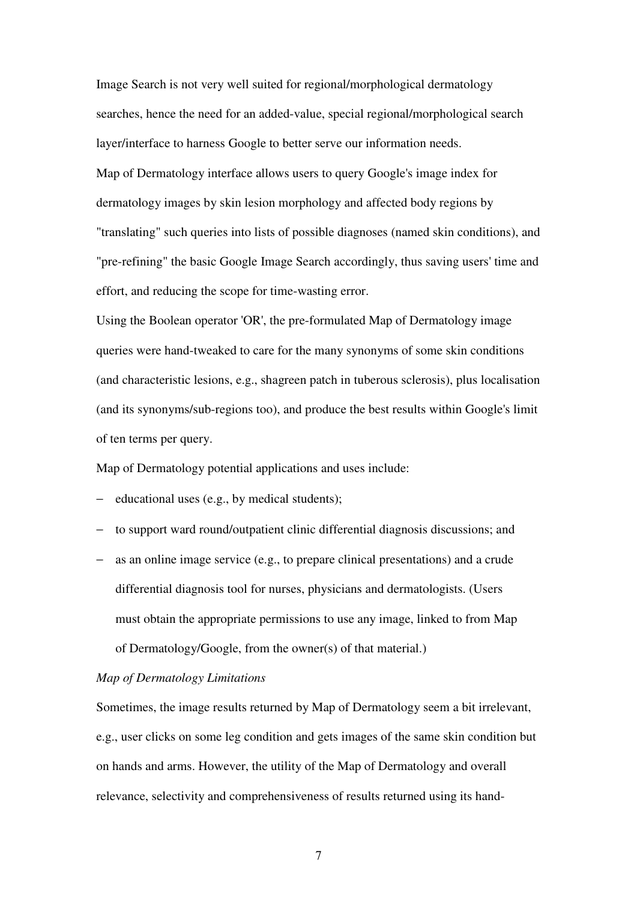Image Search is not very well suited for regional/morphological dermatology searches, hence the need for an added-value, special regional/morphological search layer/interface to harness Google to better serve our information needs.

Map of Dermatology interface allows users to query Google's image index for dermatology images by skin lesion morphology and affected body regions by "translating" such queries into lists of possible diagnoses (named skin conditions), and "pre-refining" the basic Google Image Search accordingly, thus saving users' time and effort, and reducing the scope for time-wasting error.

Using the Boolean operator 'OR', the pre-formulated Map of Dermatology image queries were hand-tweaked to care for the many synonyms of some skin conditions (and characteristic lesions, e.g., shagreen patch in tuberous sclerosis), plus localisation (and its synonyms/sub-regions too), and produce the best results within Google's limit of ten terms per query.

Map of Dermatology potential applications and uses include:

- educational uses (e.g., by medical students);
- to support ward round/outpatient clinic differential diagnosis discussions; and
- as an online image service (e.g., to prepare clinical presentations) and a crude differential diagnosis tool for nurses, physicians and dermatologists. (Users must obtain the appropriate permissions to use any image, linked to from Map of Dermatology/Google, from the owner(s) of that material.)

*Map of Dermatology Limitations*

Sometimes, the image results returned by Map of Dermatology seem a bit irrelevant, e.g., user clicks on some leg condition and gets images of the same skin condition but on hands and arms. However, the utility of the Map of Dermatology and overall relevance, selectivity and comprehensiveness of results returned using its hand-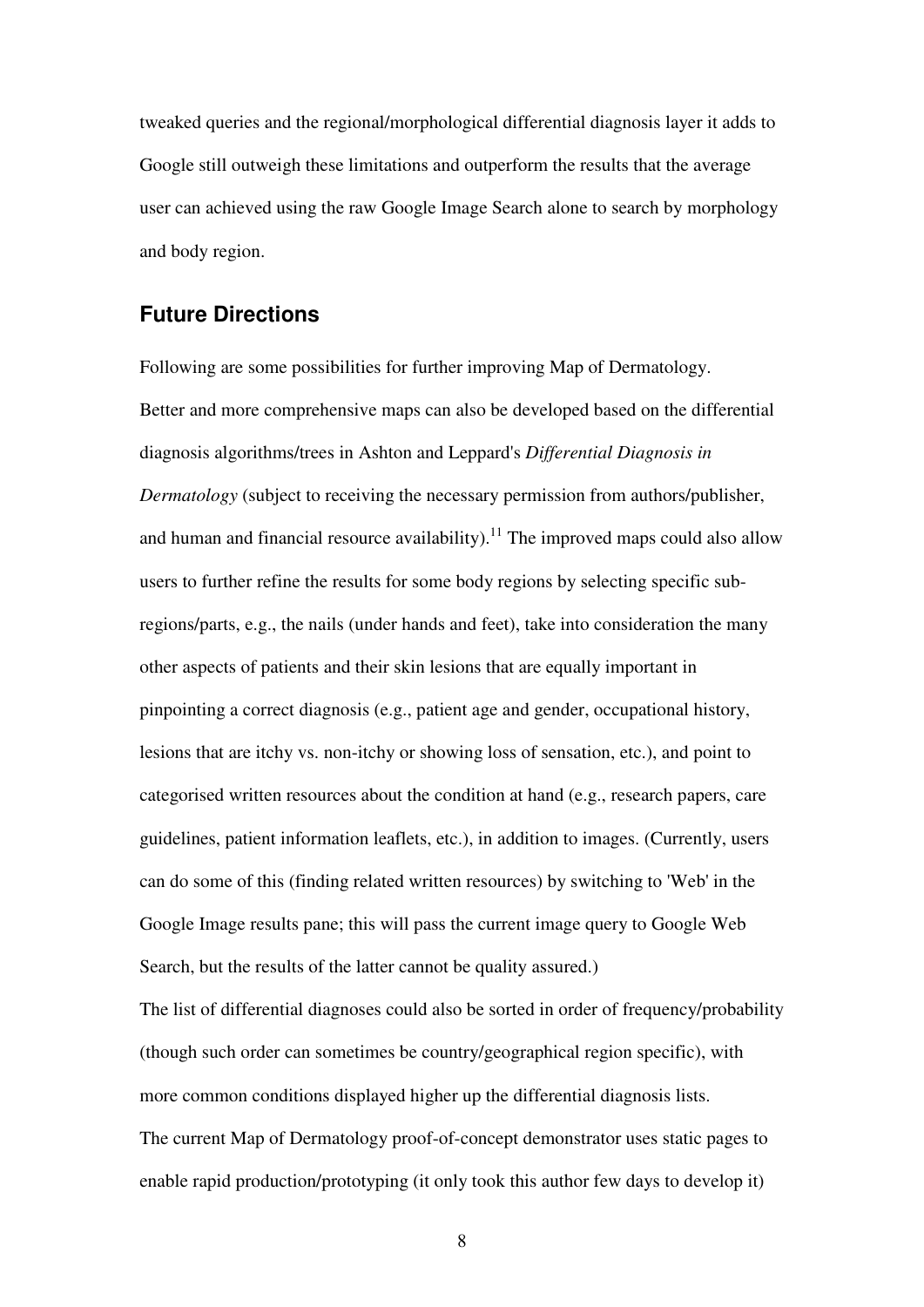tweaked queries and the regional/morphological differential diagnosis layer it adds to Google still outweigh these limitations and outperform the results that the average user can achieved using the raw Google Image Search alone to search by morphology and body region.

## Future Directions

Following are some possibilities for further improving Map of Dermatology.

Better and more comprehensive maps can also be developed based on the differential diagnosis algorithms/trees in Ashton and Leppard's *Differential Diagnosis in Dermatology* (subject to receiving the necessary permission from authors/publisher, and human and financial resource availability).[11] The improved maps could also allow users to further refine the results for some body regions by selecting specific sub-regions/parts, e.g., the nails (under hands and feet), take into consideration the many other aspects of patients and their skin lesions that are equally important in pinpointing a correct diagnosis (e.g., patient age and gender, occupational history, lesions that are itchy vs. non-itchy or showing loss of sensation, etc.), and point to categorised written resources about the condition at hand (e.g., research papers, care guidelines, patient information leaflets, etc.), in addition to images. (Currently, users can do some of this (finding related written resources) by switching to 'Web' in the Google Image results pane; this will pass the current image query to Google Web Search, but the results of the latter cannot be quality assured.)

The list of differential diagnoses could also be sorted in order of frequency/probability (though such order can sometimes be country/geographical region specific), with more common conditions displayed higher up the differential diagnosis lists.

The current Map of Dermatology proof-of-concept demonstrator uses static pages to enable rapid production/prototyping (it only took this author few days to develop it)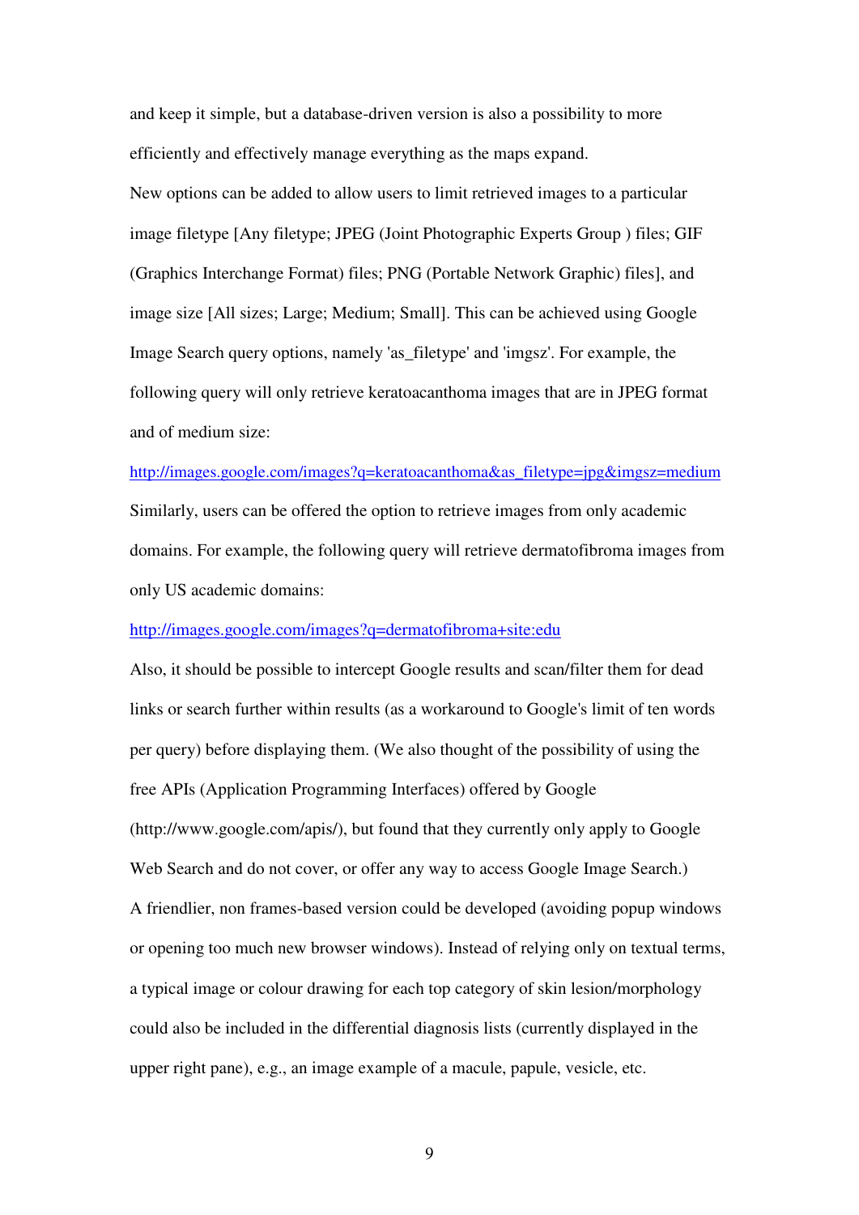and keep it simple, but a database-driven version is also a possibility to more efficiently and effectively manage everything as the maps expand.

New options can be added to allow users to limit retrieved images to a particular image filetype [Any filetype; JPEG (Joint Photographic Experts Group ) files; GIF (Graphics Interchange Format) files; PNG (Portable Network Graphic) files], and image size [All sizes; Large; Medium; Small]. This can be achieved using Google Image Search query options, namely 'as_filetype' and 'imgsz'. For example, the following query will only retrieve keratoacanthoma images that are in JPEG format and of medium size:

http://images.google.com/images?q=keratoacanthoma&as_filetype=jpg&imgsz=medium

Similarly, users can be offered the option to retrieve images from only academic domains. For example, the following query will retrieve dermatofibroma images from only US academic domains:

http://images.google.com/images?q=dermatofibroma+site:edu

Also, it should be possible to intercept Google results and scan/filter them for dead links or search further within results (as a workaround to Google's limit of ten words per query) before displaying them. (We also thought of the possibility of using the free APIs (Application Programming Interfaces) offered by Google (http://www.google.com/apis/), but found that they currently only apply to Google Web Search and do not cover, or offer any way to access Google Image Search.)

A friendlier, non frames-based version could be developed (avoiding popup windows or opening too much new browser windows). Instead of relying only on textual terms, a typical image or colour drawing for each top category of skin lesion/morphology could also be included in the differential diagnosis lists (currently displayed in the upper right pane), e.g., an image example of a macule, papule, vesicle, etc.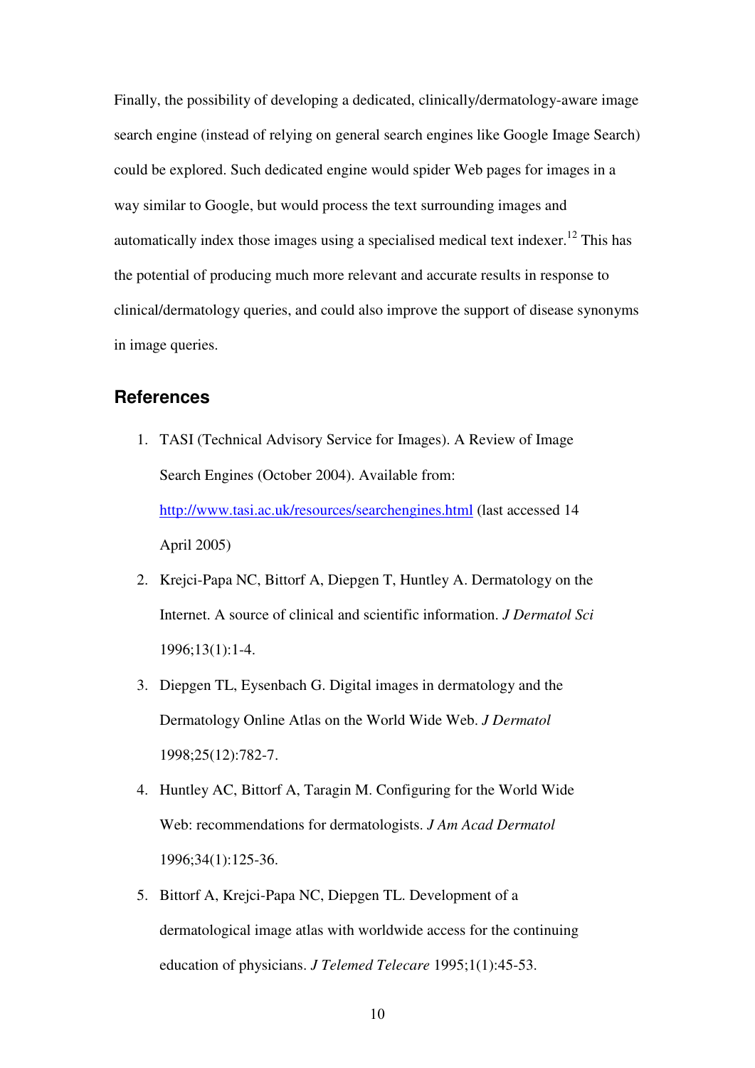Finally, the possibility of developing a dedicated, clinically/dermatology-aware image search engine (instead of relying on general search engines like Google Image Search) could be explored. Such dedicated engine would spider Web pages for images in a way similar to Google, but would process the text surrounding images and automatically index those images using a specialised medical text indexer.[12] This has the potential of producing much more relevant and accurate results in response to clinical/dermatology queries, and could also improve the support of disease synonyms in image queries.

## References

1. TASI (Technical Advisory Service for Images). A Review of Image Search Engines (October 2004). Available from: http://www.tasi.ac.uk/resources/searchengines.html (last accessed 14 April 2005)
2. Krejci-Papa NC, Bittorf A, Diepgen T, Huntley A. Dermatology on the Internet. A source of clinical and scientific information. *J Dermatol Sci* 1996;13(1):1-4.
3. Diepgen TL, Eysenbach G. Digital images in dermatology and the Dermatology Online Atlas on the World Wide Web. *J Dermatol* 1998;25(12):782-7.
4. Huntley AC, Bittorf A, Taragin M. Configuring for the World Wide Web: recommendations for dermatologists. *J Am Acad Dermatol* 1996;34(1):125-36.
5. Bittorf A, Krejci-Papa NC, Diepgen TL. Development of a dermatological image atlas with worldwide access for the continuing education of physicians. *J Telemed Telecare* 1995;1(1):45-53.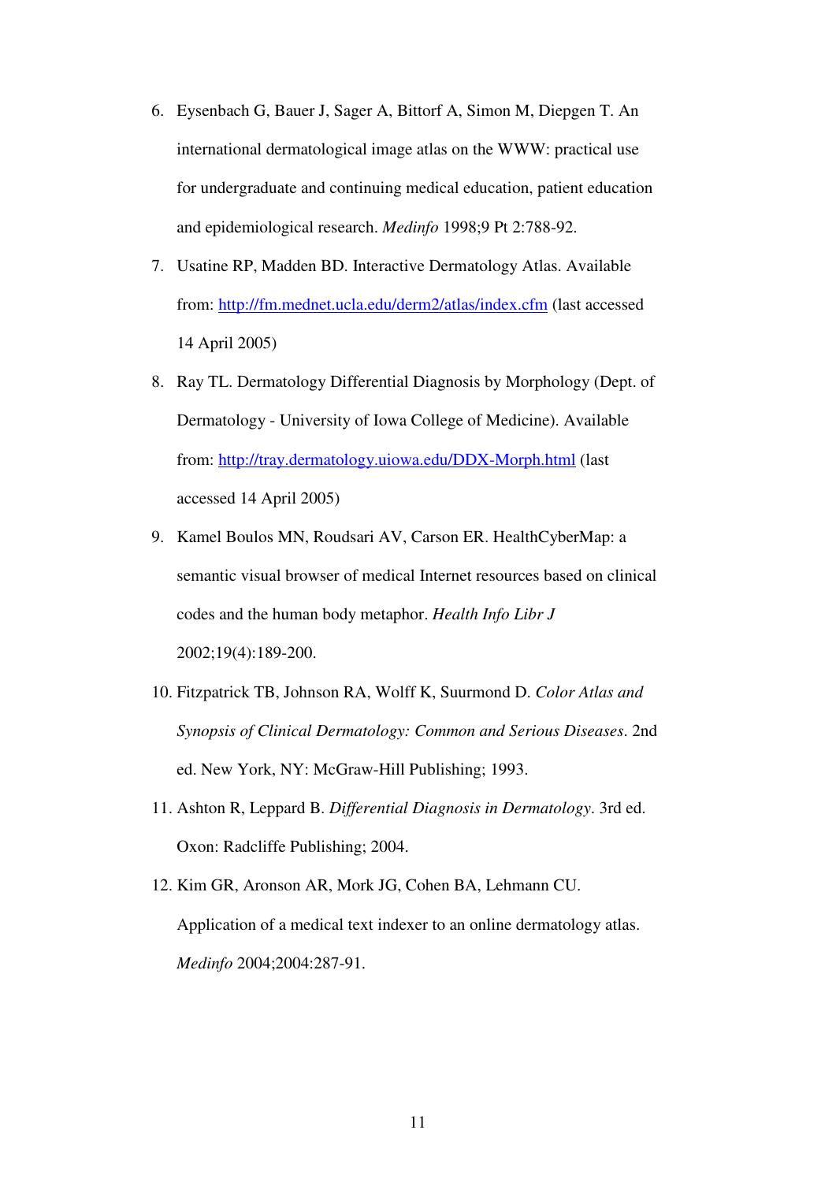6. Eysenbach G, Bauer J, Sager A, Bittorf A, Simon M, Diepgen T. An international dermatological image atlas on the WWW: practical use for undergraduate and continuing medical education, patient education and epidemiological research. *Medinfo* 1998;9 Pt 2:788-92.
7. Usatine RP, Madden BD. Interactive Dermatology Atlas. Available from: http://fm.mednet.ucla.edu/derm2/atlas/index.cfm (last accessed 14 April 2005)
8. Ray TL. Dermatology Differential Diagnosis by Morphology (Dept. of Dermatology - University of Iowa College of Medicine). Available from: http://tray.dermatology.uiowa.edu/DDX-Morph.html (last accessed 14 April 2005)
9. Kamel Boulos MN, Roudsari AV, Carson ER. HealthCyberMap: a semantic visual browser of medical Internet resources based on clinical codes and the human body metaphor. *Health Info Libr J* 2002;19(4):189-200.
10. Fitzpatrick TB, Johnson RA, Wolff K, Suurmond D. *Color Atlas and Synopsis of Clinical Dermatology: Common and Serious Diseases*. 2nd ed. New York, NY: McGraw-Hill Publishing; 1993.
11. Ashton R, Leppard B. *Differential Diagnosis in Dermatology*. 3rd ed. Oxon: Radcliffe Publishing; 2004.
12. Kim GR, Aronson AR, Mork JG, Cohen BA, Lehmann CU. Application of a medical text indexer to an online dermatology atlas. *Medinfo* 2004;2004:287-91.